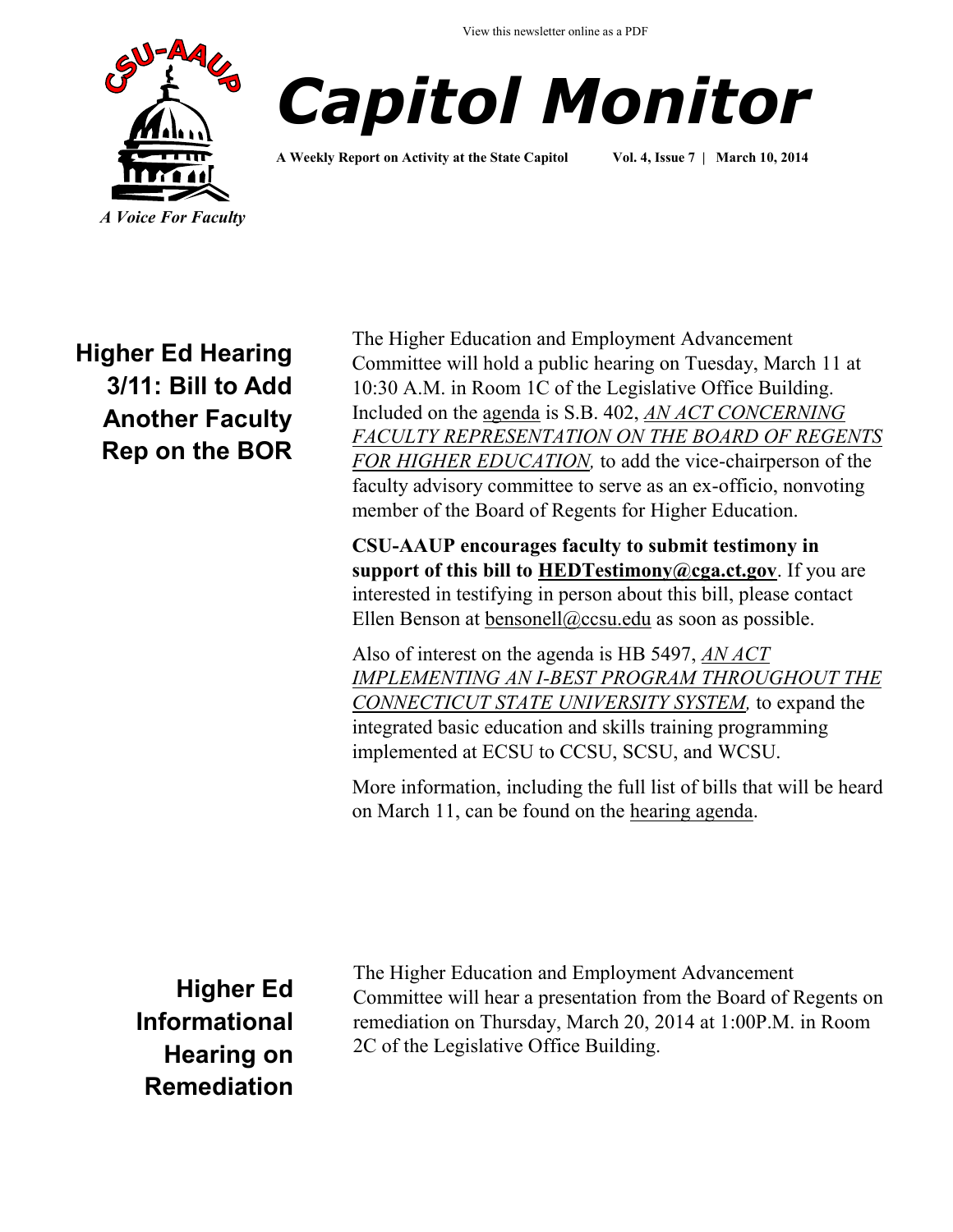View this newsletter online as a PDF

CSU-AAUP

*A Voice For Faculty*

# *Capitol Monitor*

**A Weekly Report on Activity at the State Capitol** **Vol. 4, Issue 7 | March 10, 2014**

## Higher Ed Hearing 3/11: Bill to Add Another Faculty Rep on the BOR

The Higher Education and Employment Advancement Committee will hold a public hearing on Tuesday, March 11 at 10:30 A.M. in Room 1C of the Legislative Office Building. Included on the agenda is S.B. 402, *AN ACT CONCERNING FACULTY REPRESENTATION ON THE BOARD OF REGENTS FOR HIGHER EDUCATION,* to add the vice-chairperson of the faculty advisory committee to serve as an ex-officio, nonvoting member of the Board of Regents for Higher Education.

**CSU-AAUP encourages faculty to submit testimony in support of this bill to HEDTestimony@cga.ct.gov**. If you are interested in testifying in person about this bill, please contact Ellen Benson at bensonell@ccsu.edu as soon as possible.

Also of interest on the agenda is HB 5497, *AN ACT IMPLEMENTING AN I-BEST PROGRAM THROUGHOUT THE CONNECTICUT STATE UNIVERSITY SYSTEM,* to expand the integrated basic education and skills training programming implemented at ECSU to CCSU, SCSU, and WCSU.

More information, including the full list of bills that will be heard on March 11, can be found on the hearing agenda.

## Higher Ed Informational Hearing on Remediation

The Higher Education and Employment Advancement Committee will hear a presentation from the Board of Regents on remediation on Thursday, March 20, 2014 at 1:00P.M. in Room 2C of the Legislative Office Building.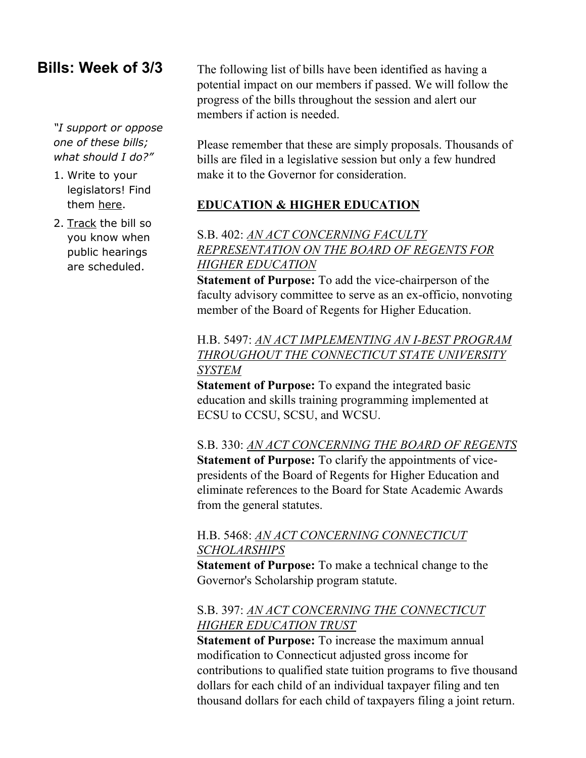## Bills: Week of 3/3

*"I support or oppose one of these bills; what should I do?"*

1. Write to your legislators! Find them here.
2. Track the bill so you know when public hearings are scheduled.

The following list of bills have been identified as having a potential impact on our members if passed. We will follow the progress of the bills throughout the session and alert our members if action is needed.

Please remember that these are simply proposals. Thousands of bills are filed in a legislative session but only a few hundred make it to the Governor for consideration.

**EDUCATION & HIGHER EDUCATION**

S.B. 402: *AN ACT CONCERNING FACULTY REPRESENTATION ON THE BOARD OF REGENTS FOR HIGHER EDUCATION*
**Statement of Purpose:** To add the vice-chairperson of the faculty advisory committee to serve as an ex-officio, nonvoting member of the Board of Regents for Higher Education.

H.B. 5497: *AN ACT IMPLEMENTING AN I-BEST PROGRAM THROUGHOUT THE CONNECTICUT STATE UNIVERSITY SYSTEM*
**Statement of Purpose:** To expand the integrated basic education and skills training programming implemented at ECSU to CCSU, SCSU, and WCSU.

S.B. 330: *AN ACT CONCERNING THE BOARD OF REGENTS*
**Statement of Purpose:** To clarify the appointments of vice-presidents of the Board of Regents for Higher Education and eliminate references to the Board for State Academic Awards from the general statutes.

H.B. 5468: *AN ACT CONCERNING CONNECTICUT SCHOLARSHIPS*
**Statement of Purpose:** To make a technical change to the Governor's Scholarship program statute.

S.B. 397: *AN ACT CONCERNING THE CONNECTICUT HIGHER EDUCATION TRUST*
**Statement of Purpose:** To increase the maximum annual modification to Connecticut adjusted gross income for contributions to qualified state tuition programs to five thousand dollars for each child of an individual taxpayer filing and ten thousand dollars for each child of taxpayers filing a joint return.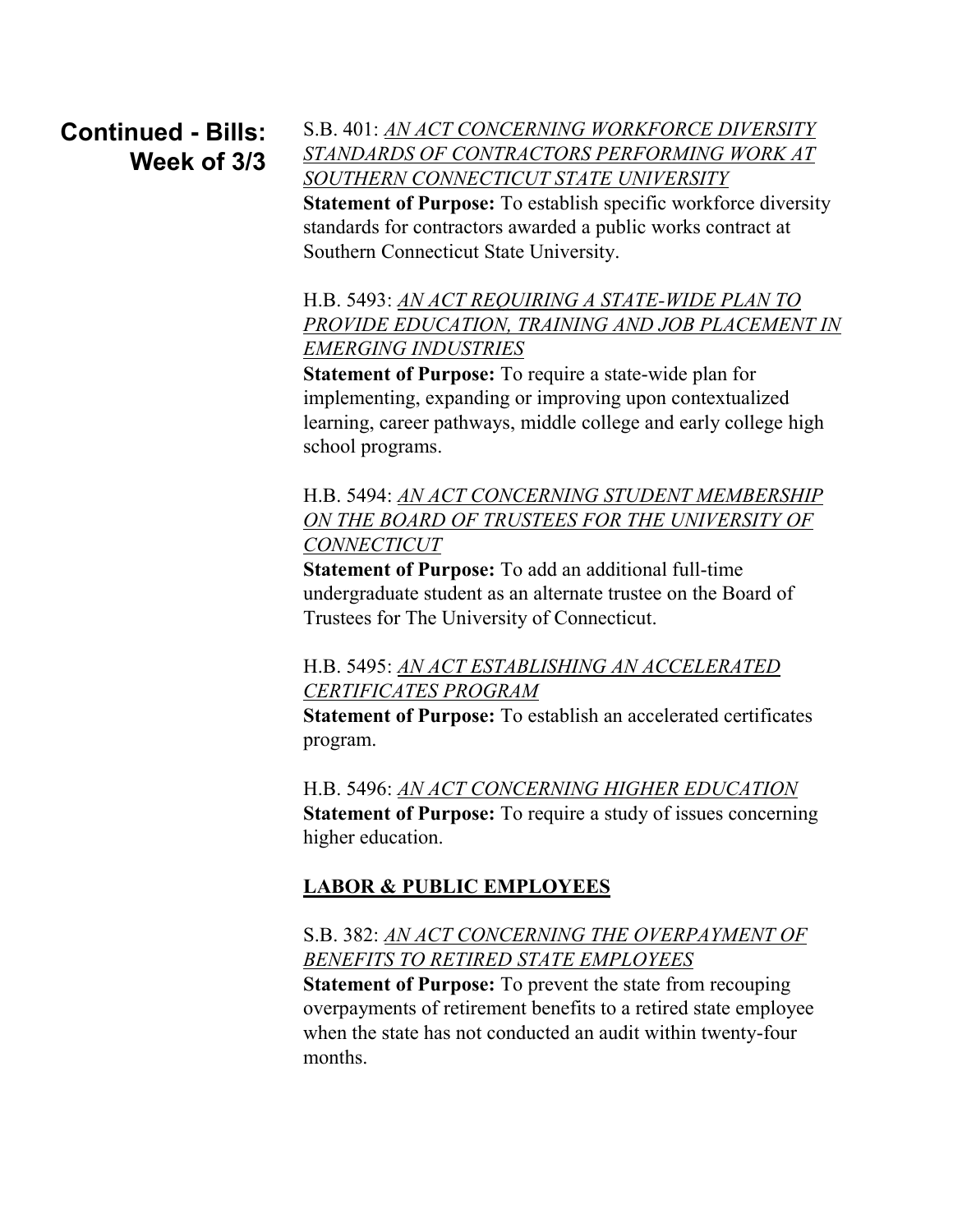## Continued - Bills: Week of 3/3

S.B. 401: *AN ACT CONCERNING WORKFORCE DIVERSITY STANDARDS OF CONTRACTORS PERFORMING WORK AT SOUTHERN CONNECTICUT STATE UNIVERSITY*
**Statement of Purpose:** To establish specific workforce diversity standards for contractors awarded a public works contract at Southern Connecticut State University.

H.B. 5493: *AN ACT REQUIRING A STATE-WIDE PLAN TO PROVIDE EDUCATION, TRAINING AND JOB PLACEMENT IN EMERGING INDUSTRIES*
**Statement of Purpose:** To require a state-wide plan for implementing, expanding or improving upon contextualized learning, career pathways, middle college and early college high school programs.

H.B. 5494: *AN ACT CONCERNING STUDENT MEMBERSHIP ON THE BOARD OF TRUSTEES FOR THE UNIVERSITY OF CONNECTICUT*
**Statement of Purpose:** To add an additional full-time undergraduate student as an alternate trustee on the Board of Trustees for The University of Connecticut.

H.B. 5495: *AN ACT ESTABLISHING AN ACCELERATED CERTIFICATES PROGRAM*
**Statement of Purpose:** To establish an accelerated certificates program.

H.B. 5496: *AN ACT CONCERNING HIGHER EDUCATION*
**Statement of Purpose:** To require a study of issues concerning higher education.

### LABOR & PUBLIC EMPLOYEES

S.B. 382: *AN ACT CONCERNING THE OVERPAYMENT OF BENEFITS TO RETIRED STATE EMPLOYEES*
**Statement of Purpose:** To prevent the state from recouping overpayments of retirement benefits to a retired state employee when the state has not conducted an audit within twenty-four months.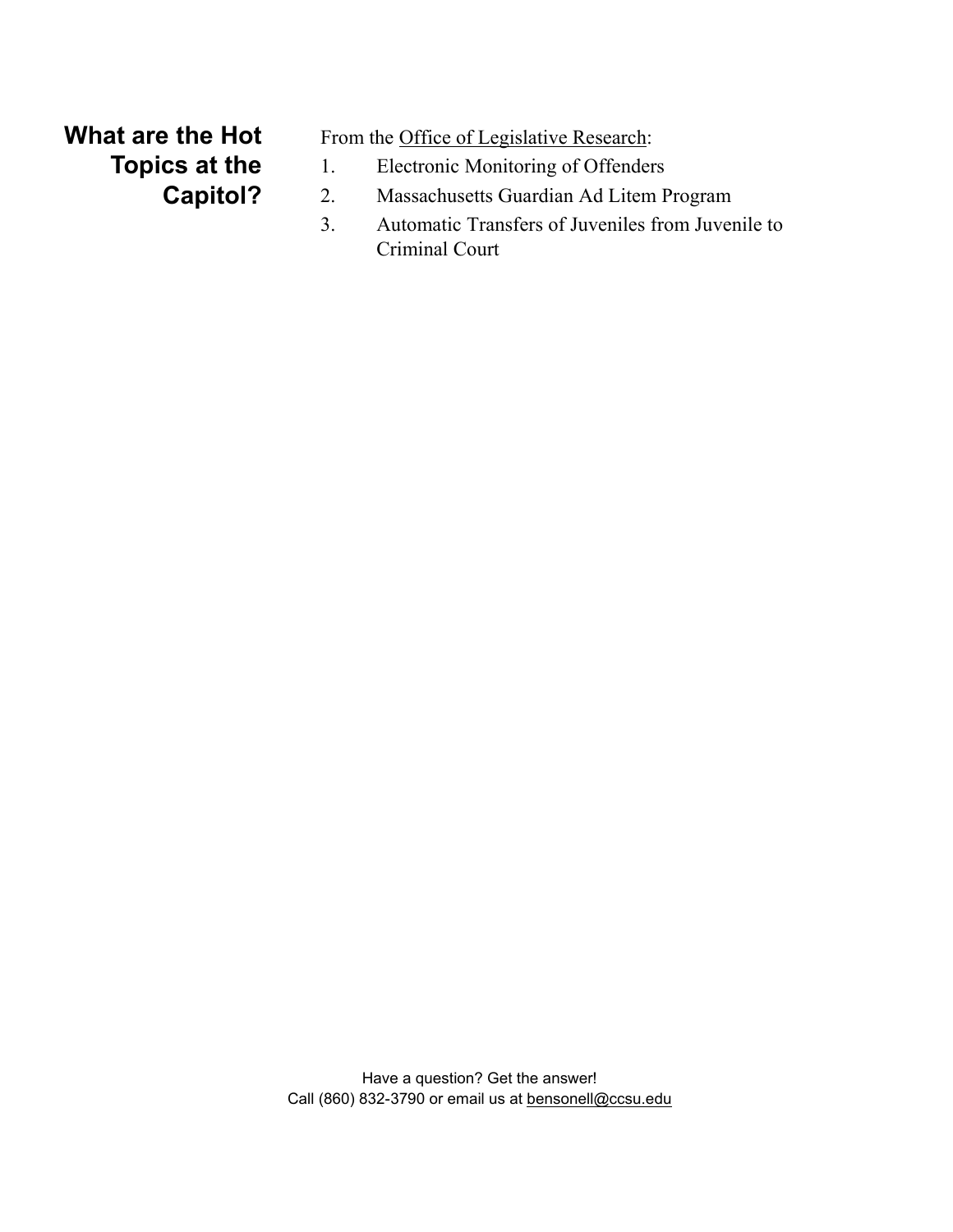## What are the Hot Topics at the Capitol?

From the Office of Legislative Research:

1. Electronic Monitoring of Offenders
2. Massachusetts Guardian Ad Litem Program
3. Automatic Transfers of Juveniles from Juvenile to Criminal Court

Have a question? Get the answer!
Call (860) 832-3790 or email us at bensonell@ccsu.edu